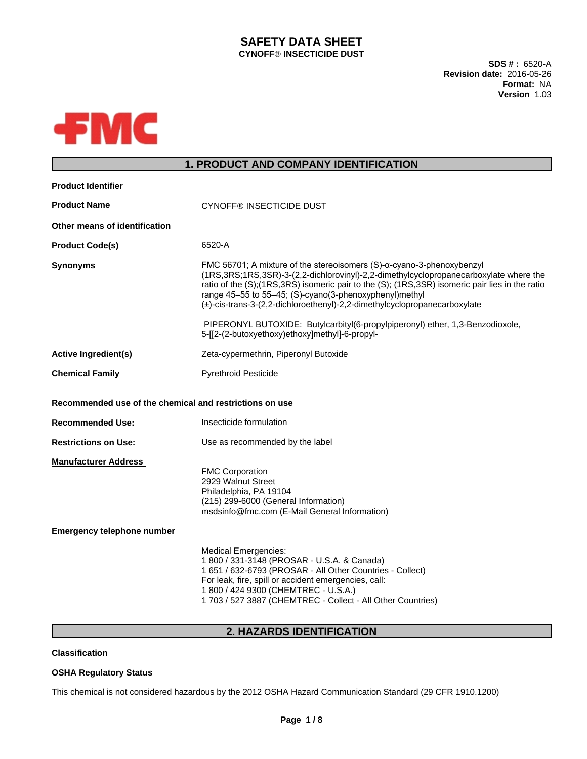# SAFETY DATA SHEET

**CYNOFF® INSECTICIDE DUST**

**SDS # :** 6520-A
**Revision date:** 2016-05-26
**Format:** NA
**Version** 1.03

FMC

## 1. PRODUCT AND COMPANY IDENTIFICATION

**Product Identifier**

**Product Name** CYNOFF® INSECTICIDE DUST

**Other means of identification**

**Product Code(s)** 6520-A

**Synonyms** FMC 56701; A mixture of the stereoisomers (S)-α-cyano-3-phenoxybenzyl (1RS,3RS;1RS,3SR)-3-(2,2-dichlorovinyl)-2,2-dimethylcyclopropanecarboxylate where the ratio of the (S);(1RS,3RS) isomeric pair to the (S); (1RS,3SR) isomeric pair lies in the ratio range 45–55 to 55–45; (S)-cyano(3-phenoxyphenyl)methyl (±)-cis-trans-3-(2,2-dichloroethenyl)-2,2-dimethylcyclopropanecarboxylate

PIPERONYL BUTOXIDE: Butylcarbityl(6-propylpiperonyl) ether, 1,3-Benzodioxole, 5-[[2-(2-butoxyethoxy)ethoxy]methyl]-6-propyl-

**Active Ingredient(s)** Zeta-cypermethrin, Piperonyl Butoxide

**Chemical Family** Pyrethroid Pesticide

**Recommended use of the chemical and restrictions on use**

**Recommended Use:** Insecticide formulation

**Restrictions on Use:** Use as recommended by the label

**Manufacturer Address**

FMC Corporation
2929 Walnut Street
Philadelphia, PA 19104
(215) 299-6000 (General Information)
msdsinfo@fmc.com (E-Mail General Information)

**Emergency telephone number**

Medical Emergencies:
1 800 / 331-3148 (PROSAR - U.S.A. & Canada)
1 651 / 632-6793 (PROSAR - All Other Countries - Collect)
For leak, fire, spill or accident emergencies, call:
1 800 / 424 9300 (CHEMTREC - U.S.A.)
1 703 / 527 3887 (CHEMTREC - Collect - All Other Countries)

## 2. HAZARDS IDENTIFICATION

**Classification**

**OSHA Regulatory Status**

This chemical is not considered hazardous by the 2012 OSHA Hazard Communication Standard (29 CFR 1910.1200)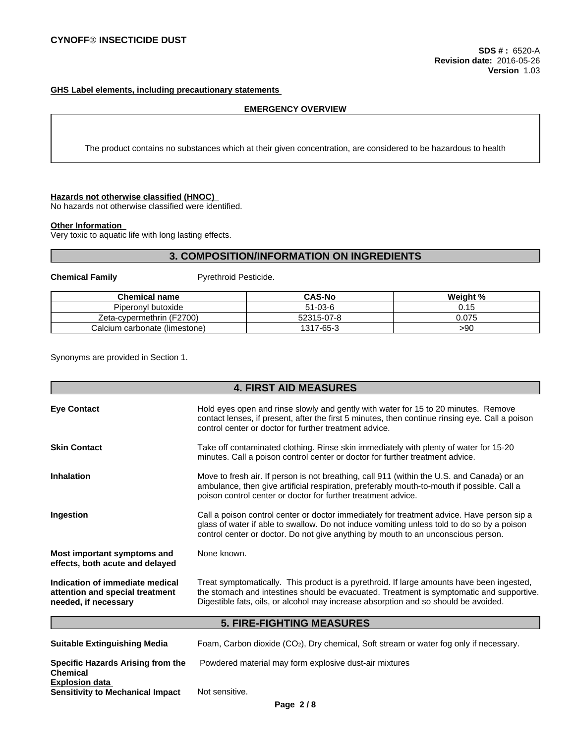**GHS Label elements, including precautionary statements**

**EMERGENCY OVERVIEW**

The product contains no substances which at their given concentration, are considered to be hazardous to health

**Hazards not otherwise classified (HNOC)**
No hazards not otherwise classified were identified.

**Other Information**
Very toxic to aquatic life with long lasting effects.

## 3. COMPOSITION/INFORMATION ON INGREDIENTS

**Chemical Family** Pyrethroid Pesticide.

| Chemical name | CAS-No | Weight % |
|---|---|---|
| Piperonyl butoxide | 51-03-6 | 0.15 |
| Zeta-cypermethrin (F2700) | 52315-07-8 | 0.075 |
| Calcium carbonate (limestone) | 1317-65-3 | >90 |

Synonyms are provided in Section 1.

## 4. FIRST AID MEASURES

**Eye Contact**
Hold eyes open and rinse slowly and gently with water for 15 to 20 minutes. Remove contact lenses, if present, after the first 5 minutes, then continue rinsing eye. Call a poison control center or doctor for further treatment advice.

**Skin Contact**
Take off contaminated clothing. Rinse skin immediately with plenty of water for 15-20 minutes. Call a poison control center or doctor for further treatment advice.

**Inhalation**
Move to fresh air. If person is not breathing, call 911 (within the U.S. and Canada) or an ambulance, then give artificial respiration, preferably mouth-to-mouth if possible. Call a poison control center or doctor for further treatment advice.

**Ingestion**
Call a poison control center or doctor immediately for treatment advice. Have person sip a glass of water if able to swallow. Do not induce vomiting unless told to do so by a poison control center or doctor. Do not give anything by mouth to an unconscious person.

**Most important symptoms and effects, both acute and delayed**
None known.

**Indication of immediate medical attention and special treatment needed, if necessary**
Treat symptomatically. This product is a pyrethroid. If large amounts have been ingested, the stomach and intestines should be evacuated. Treatment is symptomatic and supportive. Digestible fats, oils, or alcohol may increase absorption and so should be avoided.

## 5. FIRE-FIGHTING MEASURES

**Suitable Extinguishing Media**
Foam, Carbon dioxide ($CO_2$), Dry chemical, Soft stream or water fog only if necessary.

**Specific Hazards Arising from the Chemical**
Powdered material may form explosive dust-air mixtures

**Explosion data**
**Sensitivity to Mechanical Impact** Not sensitive.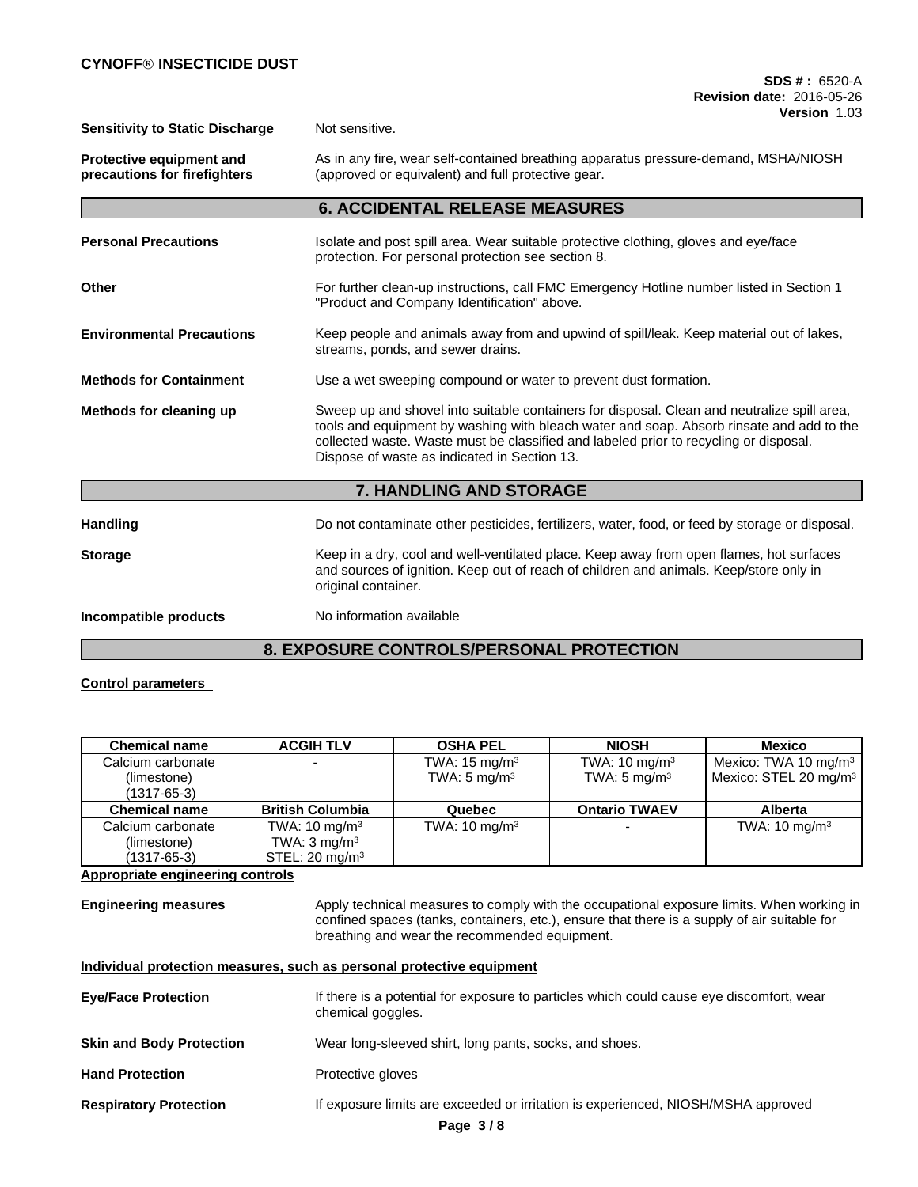**Sensitivity to Static Discharge** Not sensitive.

**Protective equipment and precautions for firefighters** As in any fire, wear self-contained breathing apparatus pressure-demand, MSHA/NIOSH (approved or equivalent) and full protective gear.

## 6. ACCIDENTAL RELEASE MEASURES

**Personal Precautions** Isolate and post spill area. Wear suitable protective clothing, gloves and eye/face protection. For personal protection see section 8.

**Other** For further clean-up instructions, call FMC Emergency Hotline number listed in Section 1 "Product and Company Identification" above.

**Environmental Precautions** Keep people and animals away from and upwind of spill/leak. Keep material out of lakes, streams, ponds, and sewer drains.

**Methods for Containment** Use a wet sweeping compound or water to prevent dust formation.

**Methods for cleaning up** Sweep up and shovel into suitable containers for disposal. Clean and neutralize spill area, tools and equipment by washing with bleach water and soap. Absorb rinsate and add to the collected waste. Waste must be classified and labeled prior to recycling or disposal. Dispose of waste as indicated in Section 13.

## 7. HANDLING AND STORAGE

**Handling** Do not contaminate other pesticides, fertilizers, water, food, or feed by storage or disposal.

**Storage** Keep in a dry, cool and well-ventilated place. Keep away from open flames, hot surfaces and sources of ignition. Keep out of reach of children and animals. Keep/store only in original container.

**Incompatible products** No information available

## 8. EXPOSURE CONTROLS/PERSONAL PROTECTION

**Control parameters**

| Chemical name | ACGIH TLV | OSHA PEL | NIOSH | Mexico |
|---|---|---|---|---|
| Calcium carbonate (limestone) (1317-65-3) | - | TWA: 15 mg/m³<br>TWA: 5 mg/m³ | TWA: 10 mg/m³<br>TWA: 5 mg/m³ | Mexico: TWA 10 mg/m³<br>Mexico: STEL 20 mg/m³ |
| **Chemical name** | **British Columbia** | **Quebec** | **Ontario TWAEV** | **Alberta** |
| Calcium carbonate (limestone) (1317-65-3) | TWA: 10 mg/m³<br>TWA: 3 mg/m³<br>STEL: 20 mg/m³ | TWA: 10 mg/m³ | - | TWA: 10 mg/m³ |

**Appropriate engineering controls**

**Engineering measures** Apply technical measures to comply with the occupational exposure limits. When working in confined spaces (tanks, containers, etc.), ensure that there is a supply of air suitable for breathing and wear the recommended equipment.

**Individual protection measures, such as personal protective equipment**

**Eye/Face Protection** If there is a potential for exposure to particles which could cause eye discomfort, wear chemical goggles.

**Skin and Body Protection** Wear long-sleeved shirt, long pants, socks, and shoes.

**Hand Protection** Protective gloves

**Respiratory Protection** If exposure limits are exceeded or irritation is experienced, NIOSH/MSHA approved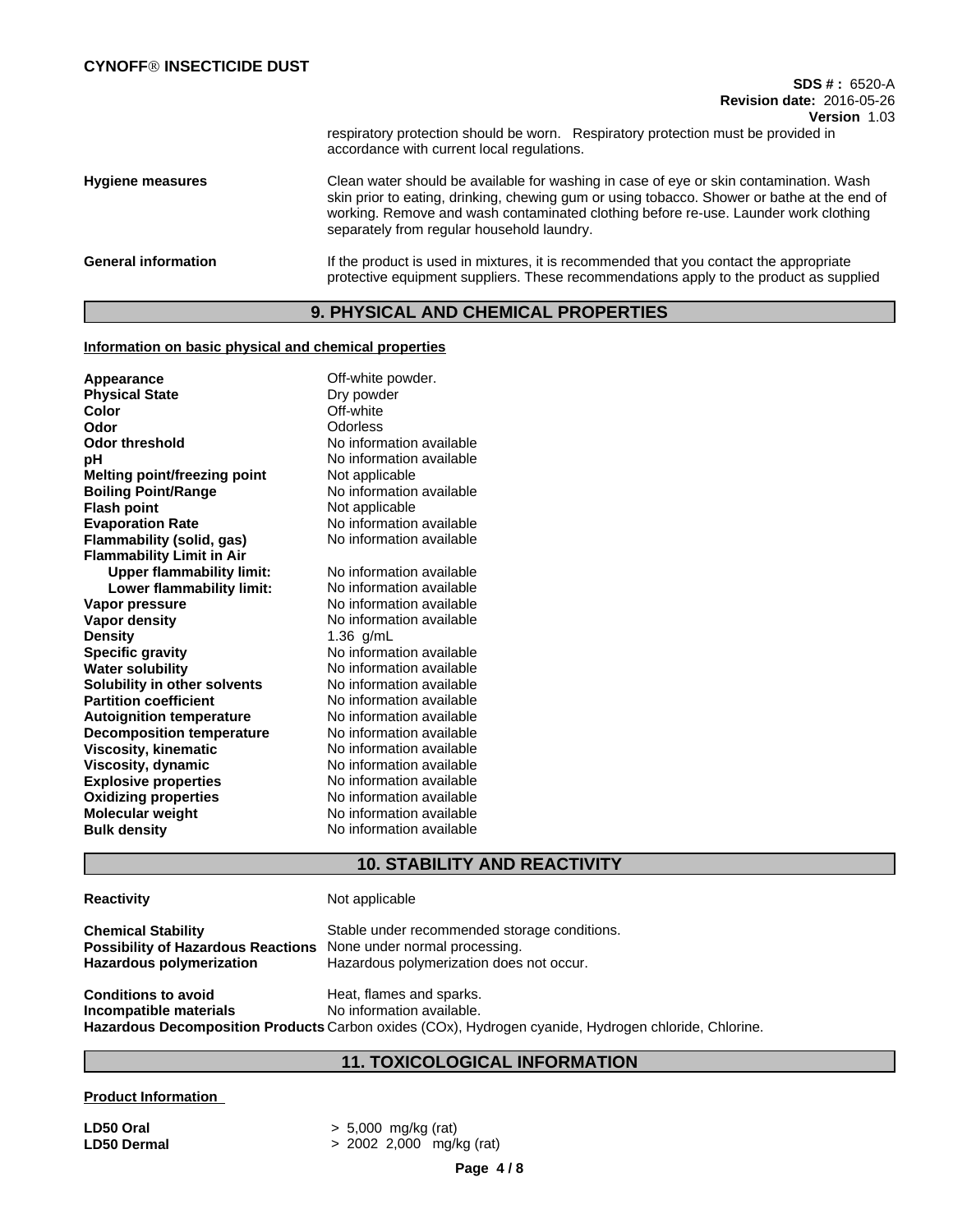respiratory protection should be worn. Respiratory protection must be provided in accordance with current local regulations.

| | |
|---|---|
| **Hygiene measures** | Clean water should be available for washing in case of eye or skin contamination. Wash skin prior to eating, drinking, chewing gum or using tobacco. Shower or bathe at the end of working. Remove and wash contaminated clothing before re-use. Launder work clothing separately from regular household laundry. |
| **General information** | If the product is used in mixtures, it is recommended that you contact the appropriate protective equipment suppliers. These recommendations apply to the product as supplied |

## 9. PHYSICAL AND CHEMICAL PROPERTIES

**Information on basic physical and chemical properties**

| | |
|---|---|
| **Appearance** | Off-white powder. |
| **Physical State** | Dry powder |
| **Color** | Off-white |
| **Odor** | Odorless |
| **Odor threshold** | No information available |
| **pH** | No information available |
| **Melting point/freezing point** | Not applicable |
| **Boiling Point/Range** | No information available |
| **Flash point** | Not applicable |
| **Evaporation Rate** | No information available |
| **Flammability (solid, gas)** | No information available |
| **Flammability Limit in Air** | |
| **Upper flammability limit:** | No information available |
| **Lower flammability limit:** | No information available |
| **Vapor pressure** | No information available |
| **Vapor density** | No information available |
| **Density** | 1.36 g/mL |
| **Specific gravity** | No information available |
| **Water solubility** | No information available |
| **Solubility in other solvents** | No information available |
| **Partition coefficient** | No information available |
| **Autoignition temperature** | No information available |
| **Decomposition temperature** | No information available |
| **Viscosity, kinematic** | No information available |
| **Viscosity, dynamic** | No information available |
| **Explosive properties** | No information available |
| **Oxidizing properties** | No information available |
| **Molecular weight** | No information available |
| **Bulk density** | No information available |

## 10. STABILITY AND REACTIVITY

| | |
|---|---|
| **Reactivity** | Not applicable |
| **Chemical Stability** | Stable under recommended storage conditions. |
| **Possibility of Hazardous Reactions** | None under normal processing. |
| **Hazardous polymerization** | Hazardous polymerization does not occur. |
| **Conditions to avoid** | Heat, flames and sparks. |
| **Incompatible materials** | No information available. |
| **Hazardous Decomposition Products** | Carbon oxides (COx), Hydrogen cyanide, Hydrogen chloride, Chlorine. |

## 11. TOXICOLOGICAL INFORMATION

**Product Information**

| | |
|---|---|
| **LD50 Oral** | > 5,000 mg/kg (rat) |
| **LD50 Dermal** | > 2002 2,000 mg/kg (rat) |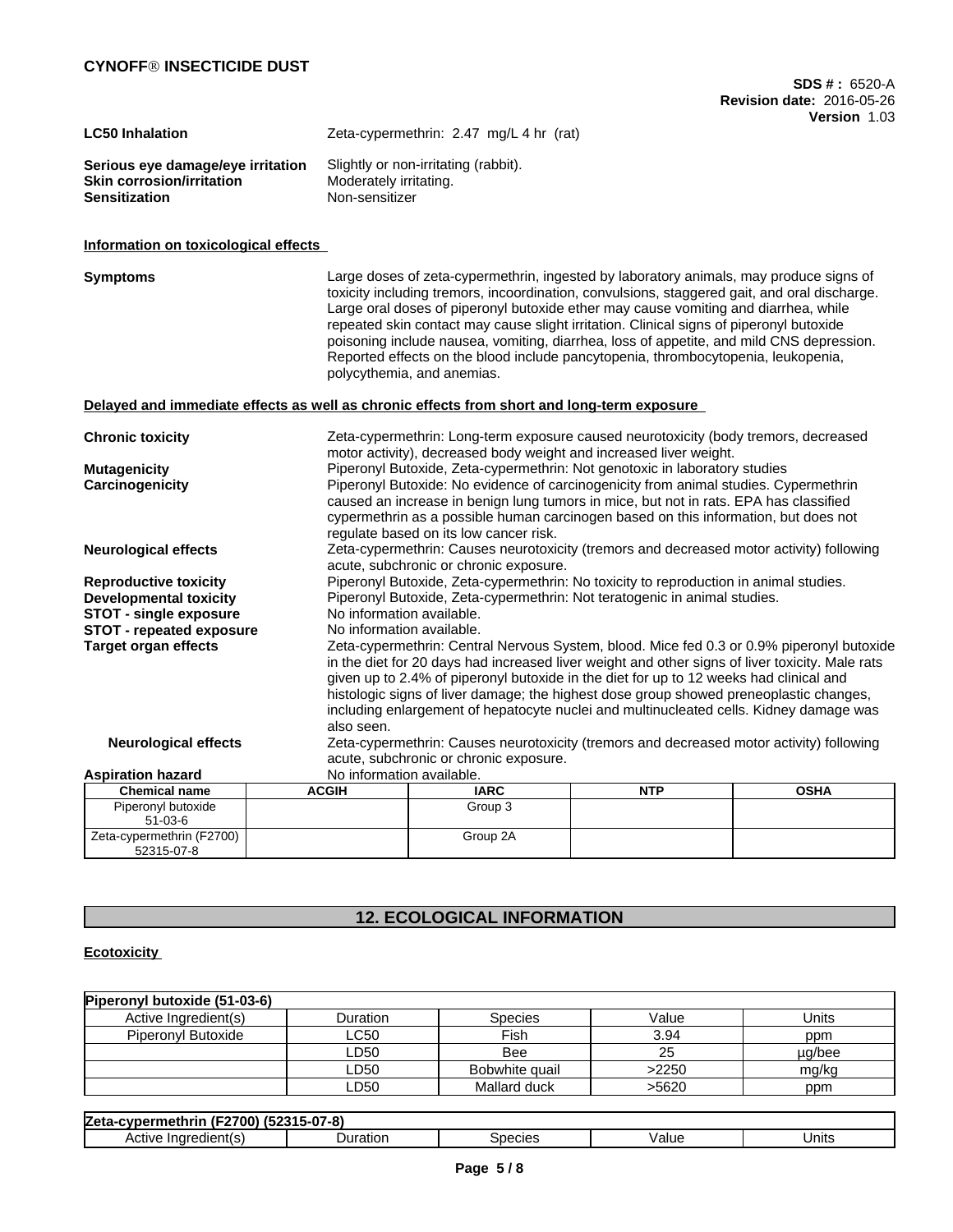**LC50 Inhalation** Zeta-cypermethrin: 2.47 mg/L 4 hr (rat)

**Serious eye damage/eye irritation** Slightly or non-irritating (rabbit).
**Skin corrosion/irritation** Moderately irritating.
**Sensitization** Non-sensitizer

**Information on toxicological effects**

**Symptoms** Large doses of zeta-cypermethrin, ingested by laboratory animals, may produce signs of toxicity including tremors, incoordination, convulsions, staggered gait, and oral discharge. Large oral doses of piperonyl butoxide ether may cause vomiting and diarrhea, while repeated skin contact may cause slight irritation. Clinical signs of piperonyl butoxide poisoning include nausea, vomiting, diarrhea, loss of appetite, and mild CNS depression. Reported effects on the blood include pancytopenia, thrombocytopenia, leukopenia, polycythemia, and anemias.

**Delayed and immediate effects as well as chronic effects from short and long-term exposure**

**Chronic toxicity** Zeta-cypermethrin: Long-term exposure caused neurotoxicity (body tremors, decreased motor activity), decreased body weight and increased liver weight.

**Mutagenicity** Piperonyl Butoxide, Zeta-cypermethrin: Not genotoxic in laboratory studies

**Carcinogenicity** Piperonyl Butoxide: No evidence of carcinogenicity from animal studies. Cypermethrin caused an increase in benign lung tumors in mice, but not in rats. EPA has classified cypermethrin as a possible human carcinogen based on this information, but does not regulate based on its low cancer risk.

**Neurological effects** Zeta-cypermethrin: Causes neurotoxicity (tremors and decreased motor activity) following acute, subchronic or chronic exposure.

**Reproductive toxicity** Piperonyl Butoxide, Zeta-cypermethrin: No toxicity to reproduction in animal studies.
**Developmental toxicity** Piperonyl Butoxide, Zeta-cypermethrin: Not teratogenic in animal studies.
**STOT - single exposure** No information available.
**STOT - repeated exposure** No information available.
**Target organ effects** Zeta-cypermethrin: Central Nervous System, blood. Mice fed 0.3 or 0.9% piperonyl butoxide in the diet for 20 days had increased liver weight and other signs of liver toxicity. Male rats given up to 2.4% of piperonyl butoxide in the diet for up to 12 weeks had clinical and histologic signs of liver damage; the highest dose group showed preneoplastic changes, including enlargement of hepatocyte nuclei and multinucleated cells. Kidney damage was also seen.

**Neurological effects** Zeta-cypermethrin: Causes neurotoxicity (tremors and decreased motor activity) following acute, subchronic or chronic exposure.

**Aspiration hazard** No information available.

| Chemical name | ACGIH | IARC | NTP | OSHA |
|---|---|---|---|---|
| Piperonyl butoxide 51-03-6 | | Group 3 | | |
| Zeta-cypermethrin (F2700) 52315-07-8 | | Group 2A | | |

## 12. ECOLOGICAL INFORMATION

**Ecotoxicity**

| Piperonyl butoxide (51-03-6) | | | | |
|---|---|---|---|---|
| Active Ingredient(s) | Duration | Species | Value | Units |
| Piperonyl Butoxide | LC50 | Fish | 3.94 | ppm |
| | LD50 | Bee | 25 | µg/bee |
| | LD50 | Bobwhite quail | >2250 | mg/kg |
| | LD50 | Mallard duck | >5620 | ppm |

| Zeta-cypermethrin (F2700) (52315-07-8) | | | | |
|---|---|---|---|---|
| Active Ingredient(s) | Duration | Species | Value | Units |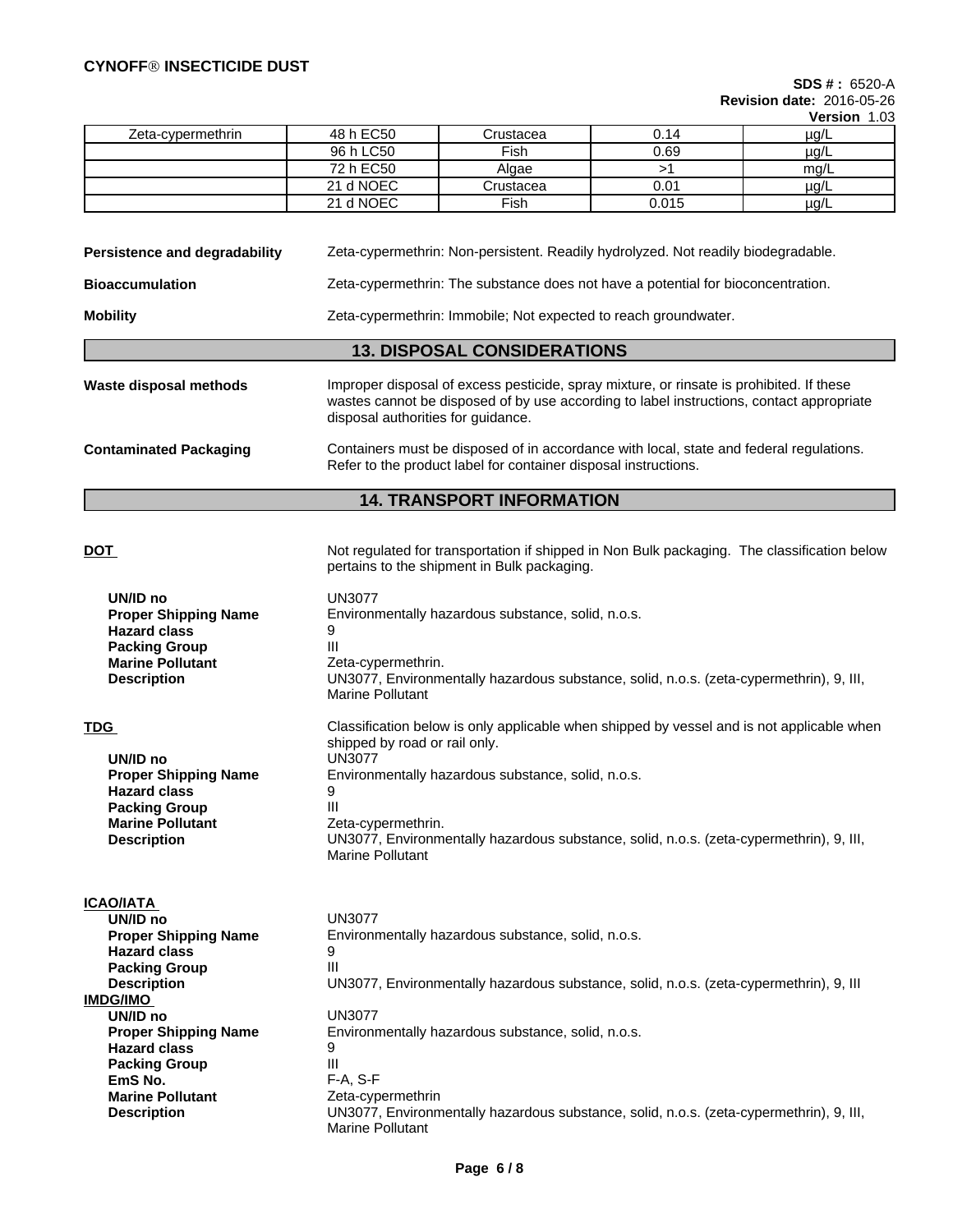| Zeta-cypermethrin | 48 h EC50 | Crustacea | 0.14 | µg/L |
|---|---|---|---|---|
| | 96 h LC50 | Fish | 0.69 | µg/L |
| | 72 h EC50 | Algae | >1 | mg/L |
| | 21 d NOEC | Crustacea | 0.01 | µg/L |
| | 21 d NOEC | Fish | 0.015 | µg/L |

**Persistence and degradability** Zeta-cypermethrin: Non-persistent. Readily hydrolyzed. Not readily biodegradable.

**Bioaccumulation** Zeta-cypermethrin: The substance does not have a potential for bioconcentration.

**Mobility** Zeta-cypermethrin: Immobile; Not expected to reach groundwater.

## 13. DISPOSAL CONSIDERATIONS

**Waste disposal methods** Improper disposal of excess pesticide, spray mixture, or rinsate is prohibited. If these wastes cannot be disposed of by use according to label instructions, contact appropriate disposal authorities for guidance.

**Contaminated Packaging** Containers must be disposed of in accordance with local, state and federal regulations. Refer to the product label for container disposal instructions.

## 14. TRANSPORT INFORMATION

**DOT** Not regulated for transportation if shipped in Non Bulk packaging. The classification below pertains to the shipment in Bulk packaging.

- **UN/ID no** UN3077
- **Proper Shipping Name** Environmentally hazardous substance, solid, n.o.s.
- **Hazard class** 9
- **Packing Group** III
- **Marine Pollutant** Zeta-cypermethrin.
- **Description** UN3077, Environmentally hazardous substance, solid, n.o.s. (zeta-cypermethrin), 9, III, Marine Pollutant

**TDG** Classification below is only applicable when shipped by vessel and is not applicable when shipped by road or rail only.

- **UN/ID no** UN3077
- **Proper Shipping Name** Environmentally hazardous substance, solid, n.o.s.
- **Hazard class** 9
- **Packing Group** III
- **Marine Pollutant** Zeta-cypermethrin.
- **Description** UN3077, Environmentally hazardous substance, solid, n.o.s. (zeta-cypermethrin), 9, III, Marine Pollutant

**ICAO/IATA**

- **UN/ID no** UN3077
- **Proper Shipping Name** Environmentally hazardous substance, solid, n.o.s.
- **Hazard class** 9
- **Packing Group** III
- **Description** UN3077, Environmentally hazardous substance, solid, n.o.s. (zeta-cypermethrin), 9, III

**IMDG/IMO**

- **UN/ID no** UN3077
- **Proper Shipping Name** Environmentally hazardous substance, solid, n.o.s.
- **Hazard class** 9
- **Packing Group** III
- **EmS No.** F-A, S-F
- **Marine Pollutant** Zeta-cypermethrin
- **Description** UN3077, Environmentally hazardous substance, solid, n.o.s. (zeta-cypermethrin), 9, III, Marine Pollutant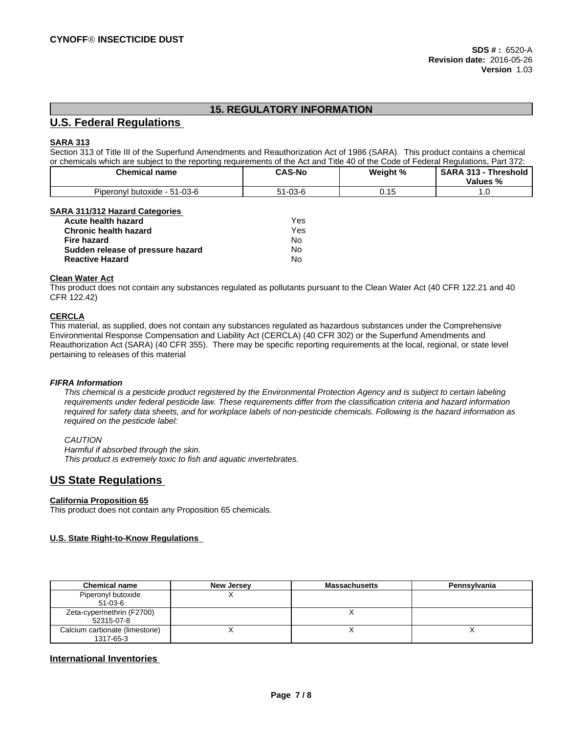## 15. REGULATORY INFORMATION

## U.S. Federal Regulations

**SARA 313**

Section 313 of Title III of the Superfund Amendments and Reauthorization Act of 1986 (SARA). This product contains a chemical or chemicals which are subject to the reporting requirements of the Act and Title 40 of the Code of Federal Regulations, Part 372:

| Chemical name | CAS-No | Weight % | SARA 313 - Threshold Values % |
|---|---|---|---|
| Piperonyl butoxide - 51-03-6 | 51-03-6 | 0.15 | 1.0 |

**SARA 311/312 Hazard Categories**

| | |
|---|---|
| **Acute health hazard** | Yes |
| **Chronic health hazard** | Yes |
| **Fire hazard** | No |
| **Sudden release of pressure hazard** | No |
| **Reactive Hazard** | No |

**Clean Water Act**

This product does not contain any substances regulated as pollutants pursuant to the Clean Water Act (40 CFR 122.21 and 40 CFR 122.42)

**CERCLA**

This material, as supplied, does not contain any substances regulated as hazardous substances under the Comprehensive Environmental Response Compensation and Liability Act (CERCLA) (40 CFR 302) or the Superfund Amendments and Reauthorization Act (SARA) (40 CFR 355). There may be specific reporting requirements at the local, regional, or state level pertaining to releases of this material

***FIFRA Information***

*This chemical is a pesticide product registered by the Environmental Protection Agency and is subject to certain labeling requirements under federal pesticide law. These requirements differ from the classification criteria and hazard information required for safety data sheets, and for workplace labels of non-pesticide chemicals. Following is the hazard information as required on the pesticide label:*

*CAUTION*
*Harmful if absorbed through the skin.*
*This product is extremely toxic to fish and aquatic invertebrates.*

## US State Regulations

**California Proposition 65**

This product does not contain any Proposition 65 chemicals.

**U.S. State Right-to-Know Regulations**

| Chemical name | New Jersey | Massachusetts | Pennsylvania |
|---|---|---|---|
| Piperonyl butoxide 51-03-6 | X | | |
| Zeta-cypermethrin (F2700) 52315-07-8 | | X | |
| Calcium carbonate (limestone) 1317-65-3 | X | X | X |

**International Inventories**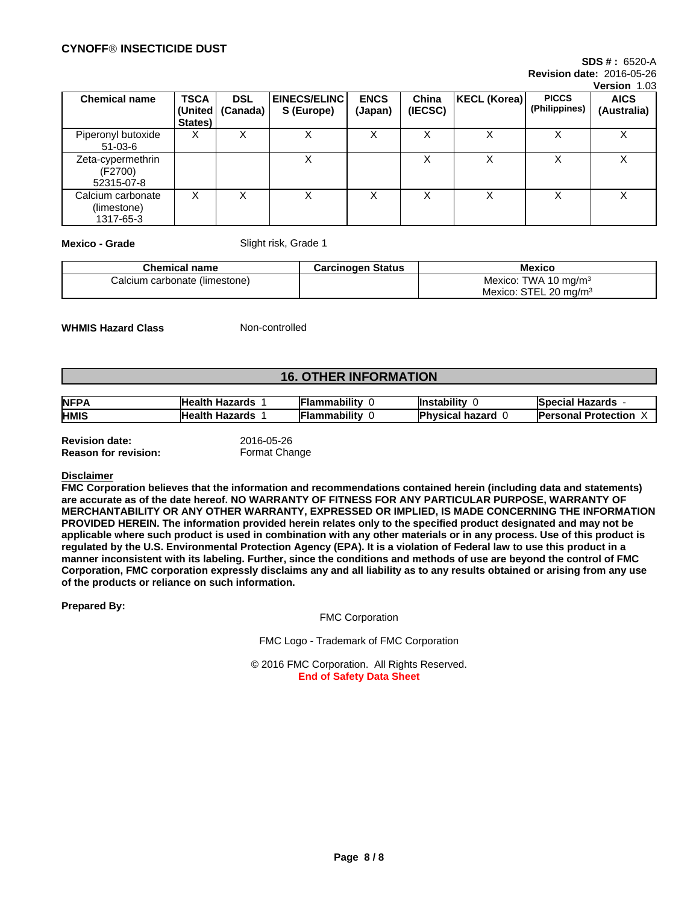| Chemical name | TSCA (United States) | DSL (Canada) | EINECS/ELINCS (Europe) | ENCS (Japan) | China (IECSC) | KECL (Korea) | PICCS (Philippines) | AICS (Australia) |
|---|---|---|---|---|---|---|---|---|
| Piperonyl butoxide 51-03-6 | X | X | X | X | X | X | X | X |
| Zeta-cypermethrin (F2700) 52315-07-8 | | | X | | X | X | X | X |
| Calcium carbonate (limestone) 1317-65-3 | X | X | X | X | X | X | X | X |

**Mexico - Grade** Slight risk, Grade 1

| Chemical name | Carcinogen Status | Mexico |
|---|---|---|
| Calcium carbonate (limestone) | | Mexico: TWA 10 mg/m$^3$<br>Mexico: STEL 20 mg/m$^3$ |

**WHMIS Hazard Class** Non-controlled

## 16. OTHER INFORMATION

| | | | | |
|---|---|---|---|---|
| **NFPA** | **Health Hazards** 1 | **Flammability** 0 | **Instability** 0 | **Special Hazards** - |
| **HMIS** | **Health Hazards** 1 | **Flammability** 0 | **Physical hazard** 0 | **Personal Protection** X |

**Revision date:** 2016-05-26
**Reason for revision:** Format Change

**Disclaimer**

**FMC Corporation believes that the information and recommendations contained herein (including data and statements) are accurate as of the date hereof. NO WARRANTY OF FITNESS FOR ANY PARTICULAR PURPOSE, WARRANTY OF MERCHANTABILITY OR ANY OTHER WARRANTY, EXPRESSED OR IMPLIED, IS MADE CONCERNING THE INFORMATION PROVIDED HEREIN. The information provided herein relates only to the specified product designated and may not be applicable where such product is used in combination with any other materials or in any process. Use of this product is regulated by the U.S. Environmental Protection Agency (EPA). It is a violation of Federal law to use this product in a manner inconsistent with its labeling. Further, since the conditions and methods of use are beyond the control of FMC Corporation, FMC corporation expressly disclaims any and all liability as to any results obtained or arising from any use of the products or reliance on such information.**

**Prepared By:**

FMC Corporation

FMC Logo - Trademark of FMC Corporation

© 2016 FMC Corporation. All Rights Reserved.

**End of Safety Data Sheet**